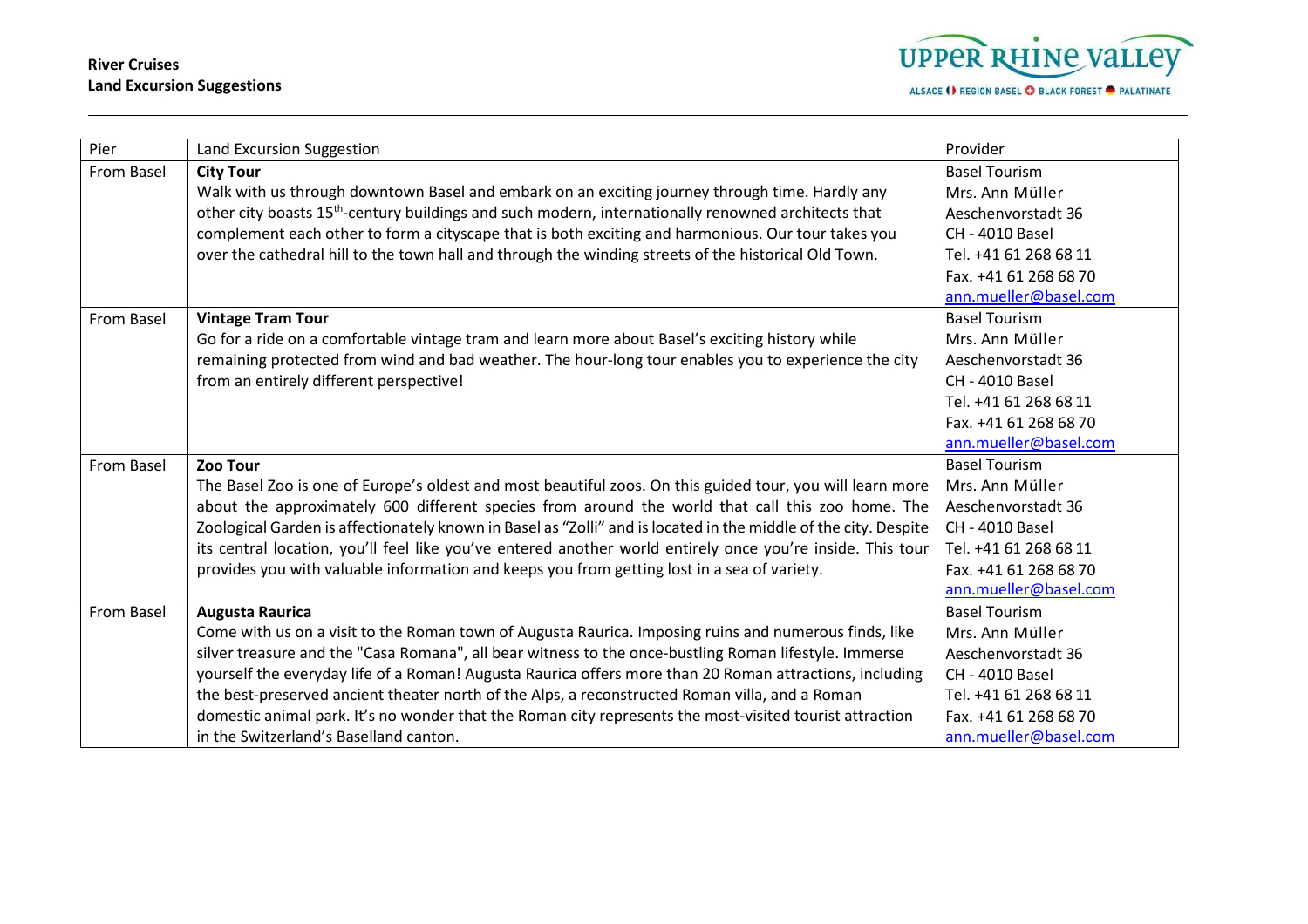**River Cruises**
**Land Excursion Suggestions**

| Pier | Land Excursion Suggestion | Provider |
|---|---|---|
| From Basel | **City Tour**<br>Walk with us through downtown Basel and embark on an exciting journey through time. Hardly any other city boasts 15th-century buildings and such modern, internationally renowned architects that complement each other to form a cityscape that is both exciting and harmonious. Our tour takes you over the cathedral hill to the town hall and through the winding streets of the historical Old Town. | Basel Tourism<br>Mrs. Ann Müller<br>Aeschenvorstadt 36<br>CH - 4010 Basel<br>Tel. +41 61 268 68 11<br>Fax. +41 61 268 68 70<br>ann.mueller@basel.com |
| From Basel | **Vintage Tram Tour**<br>Go for a ride on a comfortable vintage tram and learn more about Basel's exciting history while remaining protected from wind and bad weather. The hour-long tour enables you to experience the city from an entirely different perspective! | Basel Tourism<br>Mrs. Ann Müller<br>Aeschenvorstadt 36<br>CH - 4010 Basel<br>Tel. +41 61 268 68 11<br>Fax. +41 61 268 68 70<br>ann.mueller@basel.com |
| From Basel | **Zoo Tour**<br>The Basel Zoo is one of Europe's oldest and most beautiful zoos. On this guided tour, you will learn more about the approximately 600 different species from around the world that call this zoo home. The Zoological Garden is affectionately known in Basel as "Zolli" and is located in the middle of the city. Despite its central location, you'll feel like you've entered another world entirely once you're inside. This tour provides you with valuable information and keeps you from getting lost in a sea of variety. | Basel Tourism<br>Mrs. Ann Müller<br>Aeschenvorstadt 36<br>CH - 4010 Basel<br>Tel. +41 61 268 68 11<br>Fax. +41 61 268 68 70<br>ann.mueller@basel.com |
| From Basel | **Augusta Raurica**<br>Come with us on a visit to the Roman town of Augusta Raurica. Imposing ruins and numerous finds, like silver treasure and the "Casa Romana", all bear witness to the once-bustling Roman lifestyle. Immerse yourself the everyday life of a Roman! Augusta Raurica offers more than 20 Roman attractions, including the best-preserved ancient theater north of the Alps, a reconstructed Roman villa, and a Roman domestic animal park. It's no wonder that the Roman city represents the most-visited tourist attraction in the Switzerland's Baselland canton. | Basel Tourism<br>Mrs. Ann Müller<br>Aeschenvorstadt 36<br>CH - 4010 Basel<br>Tel. +41 61 268 68 11<br>Fax. +41 61 268 68 70<br>ann.mueller@basel.com |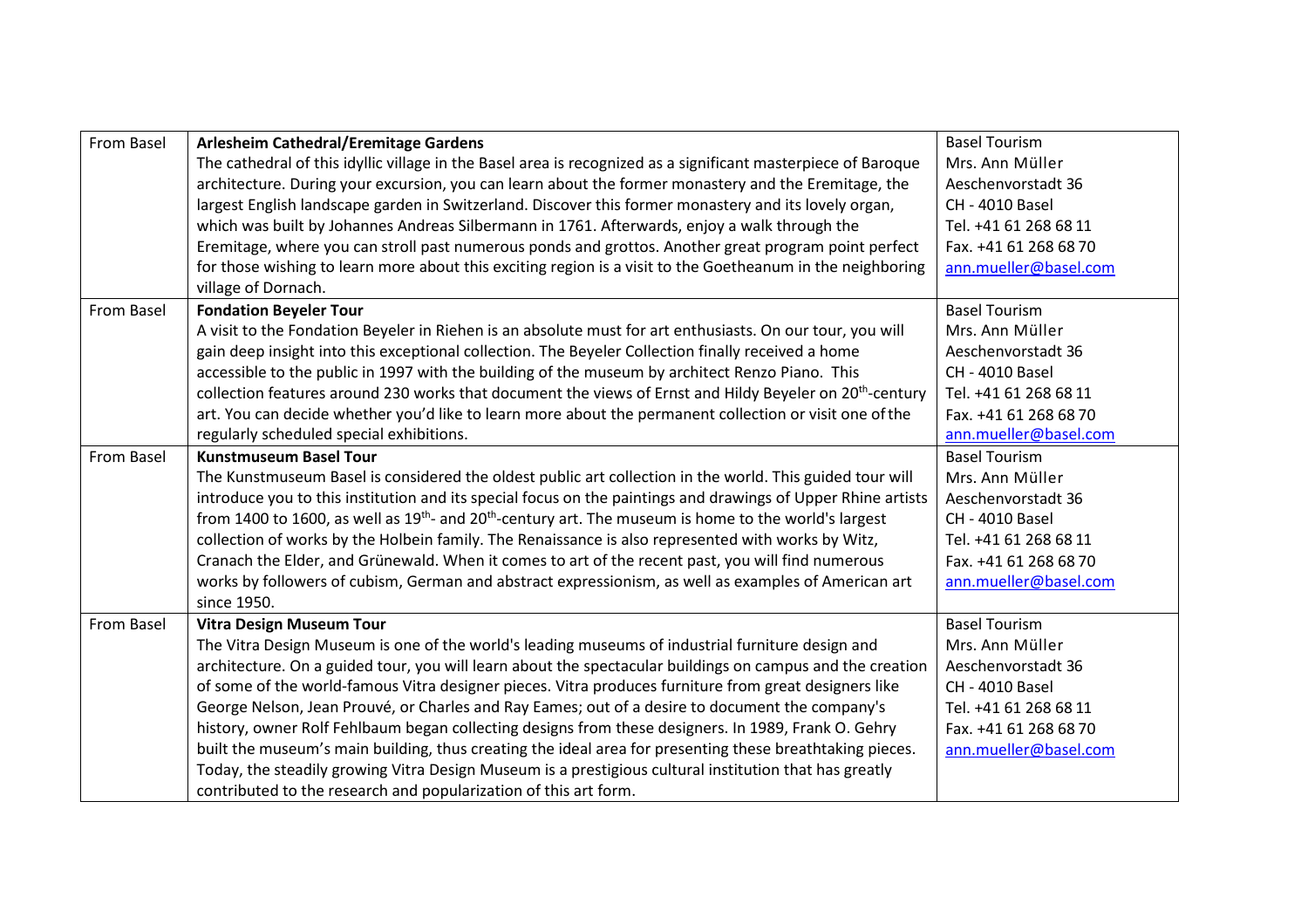| From Basel | **Arlesheim Cathedral/Eremitage Gardens**<br>The cathedral of this idyllic village in the Basel area is recognized as a significant masterpiece of Baroque architecture. During your excursion, you can learn about the former monastery and the Eremitage, the largest English landscape garden in Switzerland. Discover this former monastery and its lovely organ, which was built by Johannes Andreas Silbermann in 1761. Afterwards, enjoy a walk through the Eremitage, where you can stroll past numerous ponds and grottos. Another great program point perfect for those wishing to learn more about this exciting region is a visit to the Goetheanum in the neighboring village of Dornach. | Basel Tourism<br>Mrs. Ann Müller<br>Aeschenvorstadt 36<br>CH - 4010 Basel<br>Tel. +41 61 268 68 11<br>Fax. +41 61 268 68 70<br>ann.mueller@basel.com |
|---|---|---|
| From Basel | **Fondation Beyeler Tour**<br>A visit to the Fondation Beyeler in Riehen is an absolute must for art enthusiasts. On our tour, you will gain deep insight into this exceptional collection. The Beyeler Collection finally received a home accessible to the public in 1997 with the building of the museum by architect Renzo Piano. This collection features around 230 works that document the views of Ernst and Hildy Beyeler on 20th-century art. You can decide whether you'd like to learn more about the permanent collection or visit one of the regularly scheduled special exhibitions. | Basel Tourism<br>Mrs. Ann Müller<br>Aeschenvorstadt 36<br>CH - 4010 Basel<br>Tel. +41 61 268 68 11<br>Fax. +41 61 268 68 70<br>ann.mueller@basel.com |
| From Basel | **Kunstmuseum Basel Tour**<br>The Kunstmuseum Basel is considered the oldest public art collection in the world. This guided tour will introduce you to this institution and its special focus on the paintings and drawings of Upper Rhine artists from 1400 to 1600, as well as 19th- and 20th-century art. The museum is home to the world's largest collection of works by the Holbein family. The Renaissance is also represented with works by Witz, Cranach the Elder, and Grünewald. When it comes to art of the recent past, you will find numerous works by followers of cubism, German and abstract expressionism, as well as examples of American art since 1950. | Basel Tourism<br>Mrs. Ann Müller<br>Aeschenvorstadt 36<br>CH - 4010 Basel<br>Tel. +41 61 268 68 11<br>Fax. +41 61 268 68 70<br>ann.mueller@basel.com |
| From Basel | **Vitra Design Museum Tour**<br>The Vitra Design Museum is one of the world's leading museums of industrial furniture design and architecture. On a guided tour, you will learn about the spectacular buildings on campus and the creation of some of the world-famous Vitra designer pieces. Vitra produces furniture from great designers like George Nelson, Jean Prouvé, or Charles and Ray Eames; out of a desire to document the company's history, owner Rolf Fehlbaum began collecting designs from these designers. In 1989, Frank O. Gehry built the museum's main building, thus creating the ideal area for presenting these breathtaking pieces. Today, the steadily growing Vitra Design Museum is a prestigious cultural institution that has greatly contributed to the research and popularization of this art form. | Basel Tourism<br>Mrs. Ann Müller<br>Aeschenvorstadt 36<br>CH - 4010 Basel<br>Tel. +41 61 268 68 11<br>Fax. +41 61 268 68 70<br>ann.mueller@basel.com |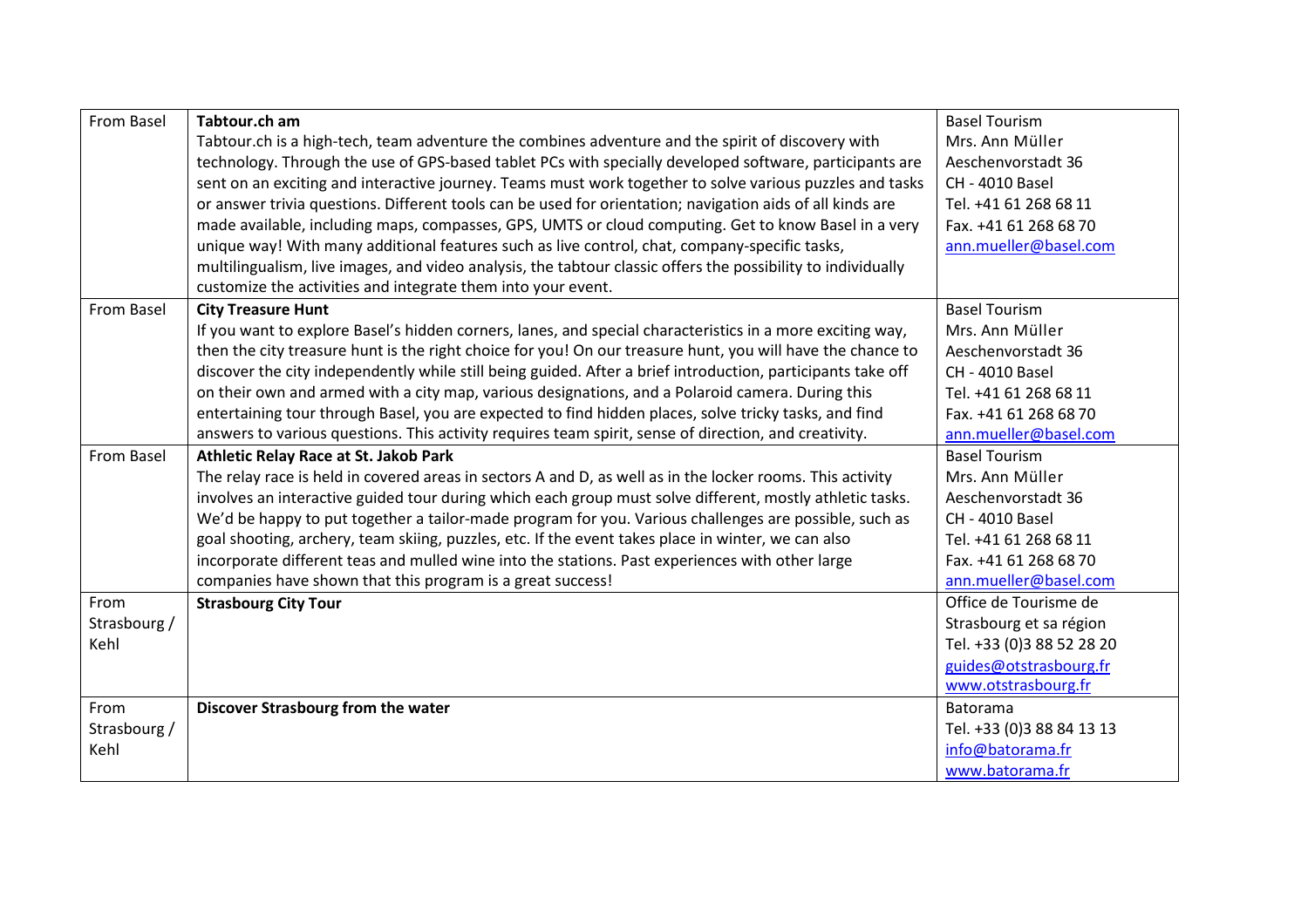| From Basel | **Tabtour.ch am**<br>Tabtour.ch is a high-tech, team adventure the combines adventure and the spirit of discovery with technology. Through the use of GPS-based tablet PCs with specially developed software, participants are sent on an exciting and interactive journey. Teams must work together to solve various puzzles and tasks or answer trivia questions. Different tools can be used for orientation; navigation aids of all kinds are made available, including maps, compasses, GPS, UMTS or cloud computing. Get to know Basel in a very unique way! With many additional features such as live control, chat, company-specific tasks, multilingualism, live images, and video analysis, the tabtour classic offers the possibility to individually customize the activities and integrate them into your event. | Basel Tourism<br>Mrs. Ann Müller<br>Aeschenvorstadt 36<br>CH - 4010 Basel<br>Tel. +41 61 268 68 11<br>Fax. +41 61 268 68 70<br>ann.mueller@basel.com |
|---|---|---|
| From Basel | **City Treasure Hunt**<br>If you want to explore Basel's hidden corners, lanes, and special characteristics in a more exciting way, then the city treasure hunt is the right choice for you! On our treasure hunt, you will have the chance to discover the city independently while still being guided. After a brief introduction, participants take off on their own and armed with a city map, various designations, and a Polaroid camera. During this entertaining tour through Basel, you are expected to find hidden places, solve tricky tasks, and find answers to various questions. This activity requires team spirit, sense of direction, and creativity. | Basel Tourism<br>Mrs. Ann Müller<br>Aeschenvorstadt 36<br>CH - 4010 Basel<br>Tel. +41 61 268 68 11<br>Fax. +41 61 268 68 70<br>ann.mueller@basel.com |
| From Basel | **Athletic Relay Race at St. Jakob Park**<br>The relay race is held in covered areas in sectors A and D, as well as in the locker rooms. This activity involves an interactive guided tour during which each group must solve different, mostly athletic tasks. We'd be happy to put together a tailor-made program for you. Various challenges are possible, such as goal shooting, archery, team skiing, puzzles, etc. If the event takes place in winter, we can also incorporate different teas and mulled wine into the stations. Past experiences with other large companies have shown that this program is a great success! | Basel Tourism<br>Mrs. Ann Müller<br>Aeschenvorstadt 36<br>CH - 4010 Basel<br>Tel. +41 61 268 68 11<br>Fax. +41 61 268 68 70<br>ann.mueller@basel.com |
| From Strasbourg / Kehl | **Strasbourg City Tour** | Office de Tourisme de Strasbourg et sa région<br>Tel. +33 (0)3 88 52 28 20<br>guides@otstrasbourg.fr<br>www.otstrasbourg.fr |
| From Strasbourg / Kehl | **Discover Strasbourg from the water** | Batorama<br>Tel. +33 (0)3 88 84 13 13<br>info@batorama.fr<br>www.batorama.fr |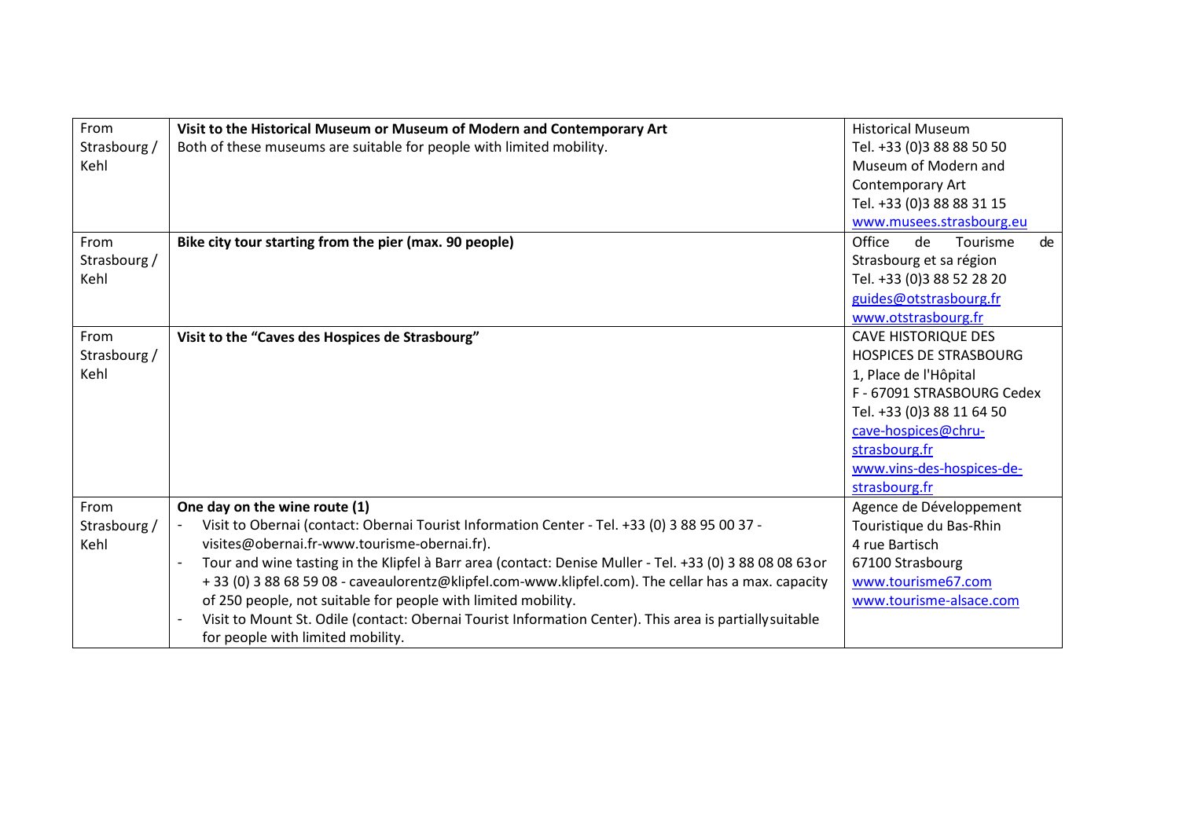| From Strasbourg / Kehl | **Visit to the Historical Museum or Museum of Modern and Contemporary Art**<br>Both of these museums are suitable for people with limited mobility. | Historical Museum<br>Tel. +33 (0)3 88 88 50 50<br>Museum of Modern and Contemporary Art<br>Tel. +33 (0)3 88 88 31 15<br>www.musees.strasbourg.eu |
|---|---|---|
| From Strasbourg / Kehl | **Bike city tour starting from the pier (max. 90 people)** | Office de Tourisme de Strasbourg et sa région<br>Tel. +33 (0)3 88 52 28 20<br>guides@otstrasbourg.fr<br>www.otstrasbourg.fr |
| From Strasbourg / Kehl | **Visit to the "Caves des Hospices de Strasbourg"** | CAVE HISTORIQUE DES HOSPICES DE STRASBOURG<br>1, Place de l'Hôpital<br>F - 67091 STRASBOURG Cedex<br>Tel. +33 (0)3 88 11 64 50<br>cave-hospices@chru-strasbourg.fr<br>www.vins-des-hospices-de-strasbourg.fr |
| From Strasbourg / Kehl | **One day on the wine route (1)**<br>- Visit to Obernai (contact: Obernai Tourist Information Center - Tel. +33 (0) 3 88 95 00 37 - visites@obernai.fr-www.tourisme-obernai.fr).<br>- Tour and wine tasting in the Klipfel à Barr area (contact: Denise Muller - Tel. +33 (0) 3 88 08 08 63 or + 33 (0) 3 88 68 59 08 - caveaulorentz@klipfel.com-www.klipfel.com). The cellar has a max. capacity of 250 people, not suitable for people with limited mobility.<br>- Visit to Mount St. Odile (contact: Obernai Tourist Information Center). This area is partially suitable for people with limited mobility. | Agence de Développement Touristique du Bas-Rhin<br>4 rue Bartisch<br>67100 Strasbourg<br>www.tourisme67.com<br>www.tourisme-alsace.com |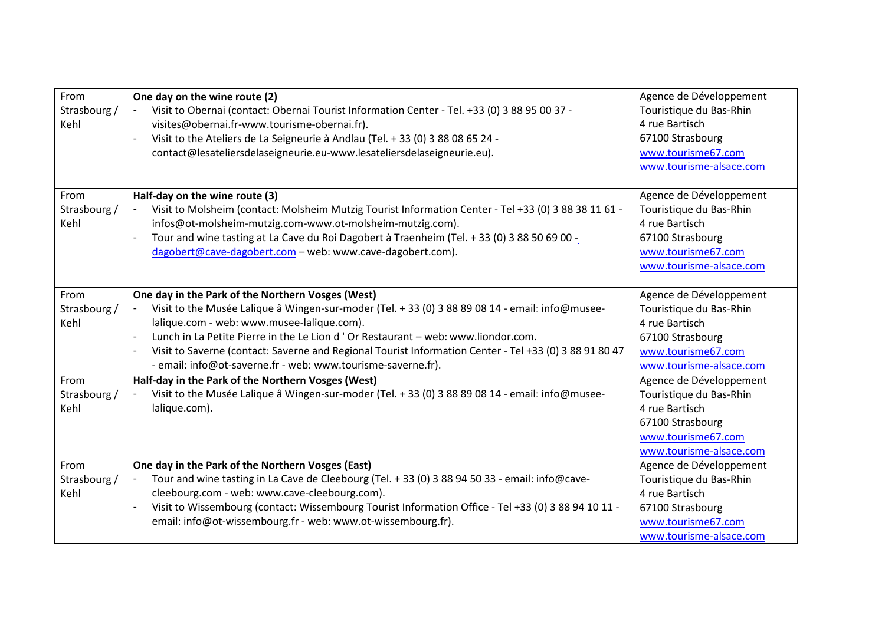| From Strasbourg / Kehl | **One day on the wine route (2)**<br>- Visit to Obernai (contact: Obernai Tourist Information Center - Tel. +33 (0) 3 88 95 00 37 - visites@obernai.fr-www.tourisme-obernai.fr).<br>- Visit to the Ateliers de La Seigneurie à Andlau (Tel. + 33 (0) 3 88 08 65 24 - contact@lesateliersdelaseigneurie.eu-www.lesateliersdelaseigneurie.eu). | Agence de Développement Touristique du Bas-Rhin<br>4 rue Bartisch<br>67100 Strasbourg<br>www.tourisme67.com<br>www.tourisme-alsace.com |
|---|---|---|
| From Strasbourg / Kehl | **Half-day on the wine route (3)**<br>- Visit to Molsheim (contact: Molsheim Mutzig Tourist Information Center - Tel +33 (0) 3 88 38 11 61 - infos@ot-molsheim-mutzig.com-www.ot-molsheim-mutzig.com).<br>- Tour and wine tasting at La Cave du Roi Dagobert à Traenheim (Tel. + 33 (0) 3 88 50 69 00 - dagobert@cave-dagobert.com – web: www.cave-dagobert.com). | Agence de Développement Touristique du Bas-Rhin<br>4 rue Bartisch<br>67100 Strasbourg<br>www.tourisme67.com<br>www.tourisme-alsace.com |
| From Strasbourg / Kehl | **One day in the Park of the Northern Vosges (West)**<br>- Visit to the Musée Lalique â Wingen-sur-moder (Tel. + 33 (0) 3 88 89 08 14 - email: info@musee-lalique.com - web: www.musee-lalique.com).<br>- Lunch in La Petite Pierre in the Le Lion d ' Or Restaurant – web: www.liondor.com.<br>- Visit to Saverne (contact: Saverne and Regional Tourist Information Center - Tel +33 (0) 3 88 91 80 47 - email: info@ot-saverne.fr - web: www.tourisme-saverne.fr). | Agence de Développement Touristique du Bas-Rhin<br>4 rue Bartisch<br>67100 Strasbourg<br>www.tourisme67.com<br>www.tourisme-alsace.com |
| From Strasbourg / Kehl | **Half-day in the Park of the Northern Vosges (West)**<br>- Visit to the Musée Lalique â Wingen-sur-moder (Tel. + 33 (0) 3 88 89 08 14 - email: info@musee-lalique.com). | Agence de Développement Touristique du Bas-Rhin<br>4 rue Bartisch<br>67100 Strasbourg<br>www.tourisme67.com<br>www.tourisme-alsace.com |
| From Strasbourg / Kehl | **One day in the Park of the Northern Vosges (East)**<br>- Tour and wine tasting in La Cave de Cleebourg (Tel. + 33 (0) 3 88 94 50 33 - email: info@cave-cleebourg.com - web: www.cave-cleebourg.com).<br>- Visit to Wissembourg (contact: Wissembourg Tourist Information Office - Tel +33 (0) 3 88 94 10 11 - email: info@ot-wissembourg.fr - web: www.ot-wissembourg.fr). | Agence de Développement Touristique du Bas-Rhin<br>4 rue Bartisch<br>67100 Strasbourg<br>www.tourisme67.com<br>www.tourisme-alsace.com |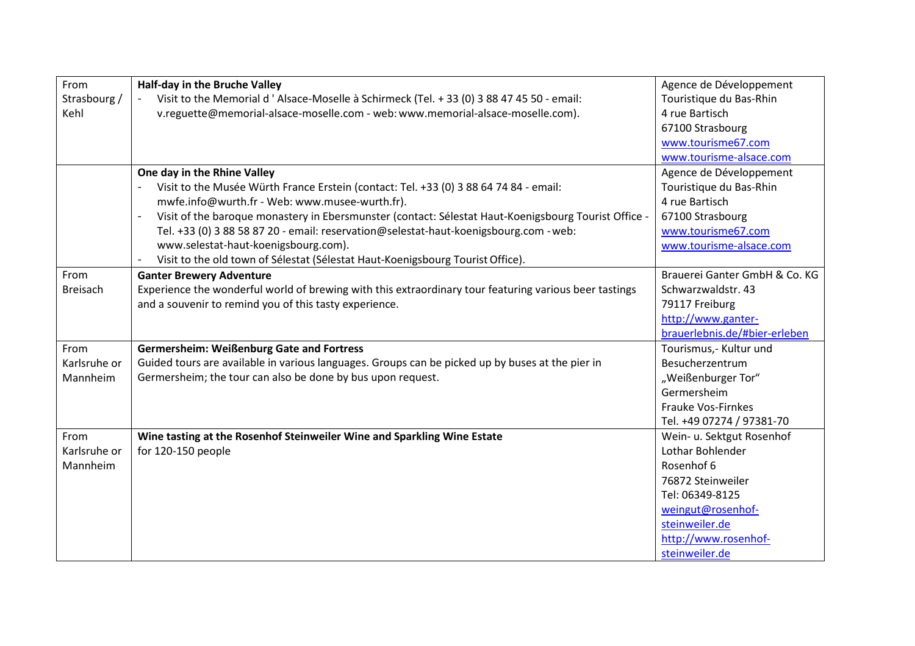| | | |
|---|---|---|
| From Strasbourg / Kehl | **Half-day in the Bruche Valley**<br>- Visit to the Memorial d ' Alsace-Moselle à Schirmeck (Tel. + 33 (0) 3 88 47 45 50 - email: v.reguette@memorial-alsace-moselle.com - web: www.memorial-alsace-moselle.com). | Agence de Développement Touristique du Bas-Rhin<br>4 rue Bartisch<br>67100 Strasbourg<br>www.tourisme67.com<br>www.tourisme-alsace.com |
| | **One day in the Rhine Valley**<br>- Visit to the Musée Würth France Erstein (contact: Tel. +33 (0) 3 88 64 74 84 - email: mwfe.info@wurth.fr - Web: www.musee-wurth.fr).<br>- Visit of the baroque monastery in Ebersmunster (contact: Sélestat Haut-Koenigsbourg Tourist Office - Tel. +33 (0) 3 88 58 87 20 - email: reservation@selestat-haut-koenigsbourg.com - web: www.selestat-haut-koenigsbourg.com).<br>- Visit to the old town of Sélestat (Sélestat Haut-Koenigsbourg Tourist Office). | Agence de Développement Touristique du Bas-Rhin<br>4 rue Bartisch<br>67100 Strasbourg<br>www.tourisme67.com<br>www.tourisme-alsace.com |
| From Breisach | **Ganter Brewery Adventure**<br>Experience the wonderful world of brewing with this extraordinary tour featuring various beer tastings and a souvenir to remind you of this tasty experience. | Brauerei Ganter GmbH & Co. KG<br>Schwarzwaldstr. 43<br>79117 Freiburg<br>http://www.ganter-brauerlebnis.de/#bier-erleben |
| From Karlsruhe or Mannheim | **Germersheim: Weißenburg Gate and Fortress**<br>Guided tours are available in various languages. Groups can be picked up by buses at the pier in Germersheim; the tour can also be done by bus upon request. | Tourismus,- Kultur und Besucherzentrum<br>„Weißenburger Tor"<br>Germersheim<br>Frauke Vos-Firnkes<br>Tel. +49 07274 / 97381-70 |
| From Karlsruhe or Mannheim | **Wine tasting at the Rosenhof Steinweiler Wine and Sparkling Wine Estate**<br>for 120-150 people | Wein- u. Sektgut Rosenhof<br>Lothar Bohlender<br>Rosenhof 6<br>76872 Steinweiler<br>Tel: 06349-8125<br>weingut@rosenhof-steinweiler.de<br>http://www.rosenhof-steinweiler.de |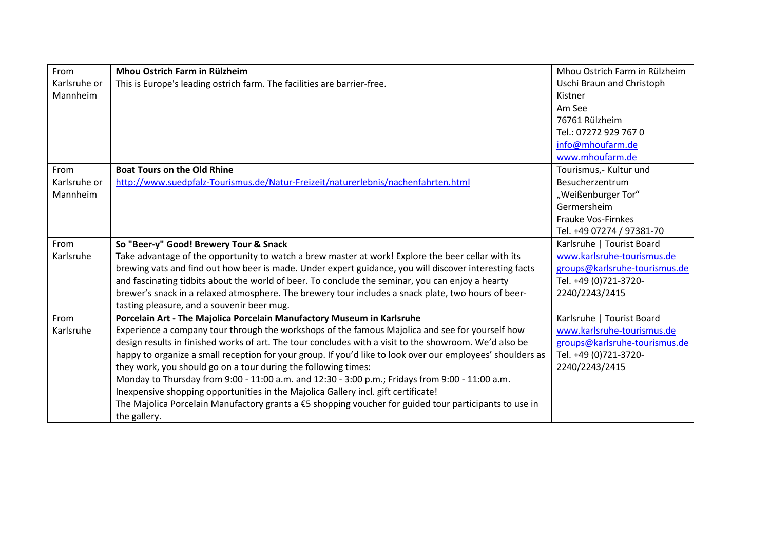| From Karlsruhe or Mannheim | **Mhou Ostrich Farm in Rülzheim**<br>This is Europe's leading ostrich farm. The facilities are barrier-free. | Mhou Ostrich Farm in Rülzheim<br>Uschi Braun and Christoph Kistner<br>Am See<br>76761 Rülzheim<br>Tel.: 07272 929 767 0<br>info@mhoufarm.de<br>www.mhoufarm.de |
|---|---|---|
| From Karlsruhe or Mannheim | **Boat Tours on the Old Rhine**<br>http://www.suedpfalz-Tourismus.de/Natur-Freizeit/naturerlebnis/nachenfahrten.html | Tourismus,- Kultur und Besucherzentrum<br>„Weißenburger Tor“<br>Germersheim<br>Frauke Vos-Firnkes<br>Tel. +49 07274 / 97381-70 |
| From Karlsruhe | **So "Beer-y" Good! Brewery Tour & Snack**<br>Take advantage of the opportunity to watch a brew master at work! Explore the beer cellar with its brewing vats and find out how beer is made. Under expert guidance, you will discover interesting facts and fascinating tidbits about the world of beer. To conclude the seminar, you can enjoy a hearty brewer's snack in a relaxed atmosphere. The brewery tour includes a snack plate, two hours of beer-tasting pleasure, and a souvenir beer mug. | Karlsruhe \| Tourist Board<br>www.karlsruhe-tourismus.de<br>groups@karlsruhe-tourismus.de<br>Tel. +49 (0)721-3720-2240/2243/2415 |
| From Karlsruhe | **Porcelain Art - The Majolica Porcelain Manufactory Museum in Karlsruhe**<br>Experience a company tour through the workshops of the famous Majolica and see for yourself how design results in finished works of art. The tour concludes with a visit to the showroom. We'd also be happy to organize a small reception for your group. If you'd like to look over our employees' shoulders as they work, you should go on a tour during the following times:<br>Monday to Thursday from 9:00 - 11:00 a.m. and 12:30 - 3:00 p.m.; Fridays from 9:00 - 11:00 a.m.<br>Inexpensive shopping opportunities in the Majolica Gallery incl. gift certificate!<br>The Majolica Porcelain Manufactory grants a €5 shopping voucher for guided tour participants to use in the gallery. | Karlsruhe \| Tourist Board<br>www.karlsruhe-tourismus.de<br>groups@karlsruhe-tourismus.de<br>Tel. +49 (0)721-3720-2240/2243/2415 |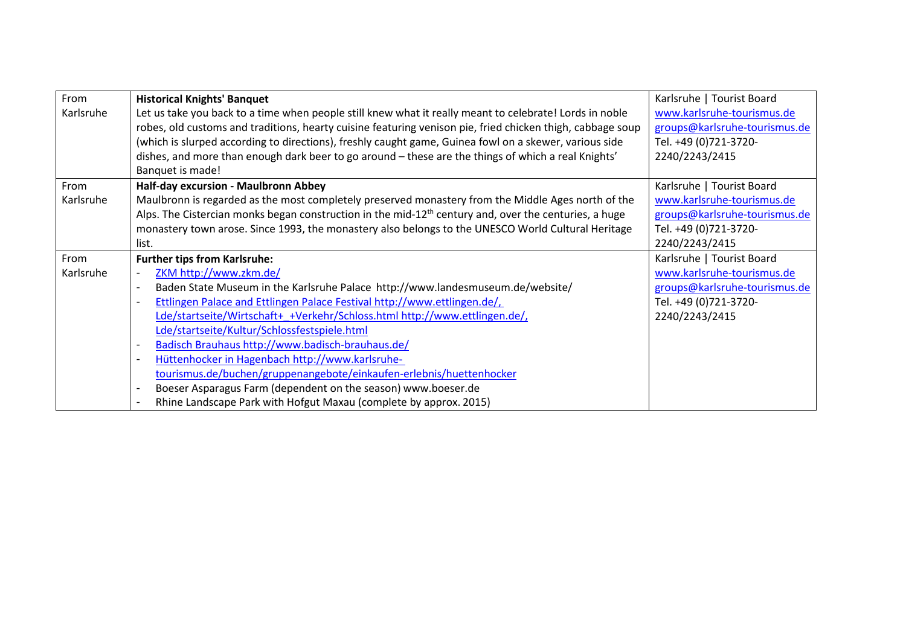| | | |
|---|---|---|
| From Karlsruhe | **Historical Knights' Banquet**<br>Let us take you back to a time when people still knew what it really meant to celebrate! Lords in noble robes, old customs and traditions, hearty cuisine featuring venison pie, fried chicken thigh, cabbage soup (which is slurped according to directions), freshly caught game, Guinea fowl on a skewer, various side dishes, and more than enough dark beer to go around – these are the things of which a real Knights' Banquet is made! | Karlsruhe \| Tourist Board<br>www.karlsruhe-tourismus.de<br>groups@karlsruhe-tourismus.de<br>Tel. +49 (0)721-3720-2240/2243/2415 |
| From Karlsruhe | **Half-day excursion - Maulbronn Abbey**<br>Maulbronn is regarded as the most completely preserved monastery from the Middle Ages north of the Alps. The Cistercian monks began construction in the mid-12th century and, over the centuries, a huge monastery town arose. Since 1993, the monastery also belongs to the UNESCO World Cultural Heritage list. | Karlsruhe \| Tourist Board<br>www.karlsruhe-tourismus.de<br>groups@karlsruhe-tourismus.de<br>Tel. +49 (0)721-3720-2240/2243/2415 |
| From Karlsruhe | **Further tips from Karlsruhe:**<br>- ZKM http://www.zkm.de/<br>- Baden State Museum in the Karlsruhe Palace http://www.landesmuseum.de/website/<br>- Ettlingen Palace and Ettlingen Palace Festival http://www.ettlingen.de/,Lde/startseite/Wirtschaft+_+Verkehr/Schloss.html http://www.ettlingen.de/,Lde/startseite/Kultur/Schlossfestspiele.html<br>- Badisch Brauhaus http://www.badisch-brauhaus.de/<br>- Hüttenhocker in Hagenbach http://www.karlsruhe-tourismus.de/buchen/gruppenangebote/einkaufen-erlebnis/huettenhocker<br>- Boeser Asparagus Farm (dependent on the season) www.boeser.de<br>- Rhine Landscape Park with Hofgut Maxau (complete by approx. 2015) | Karlsruhe \| Tourist Board<br>www.karlsruhe-tourismus.de<br>groups@karlsruhe-tourismus.de<br>Tel. +49 (0)721-3720-2240/2243/2415 |